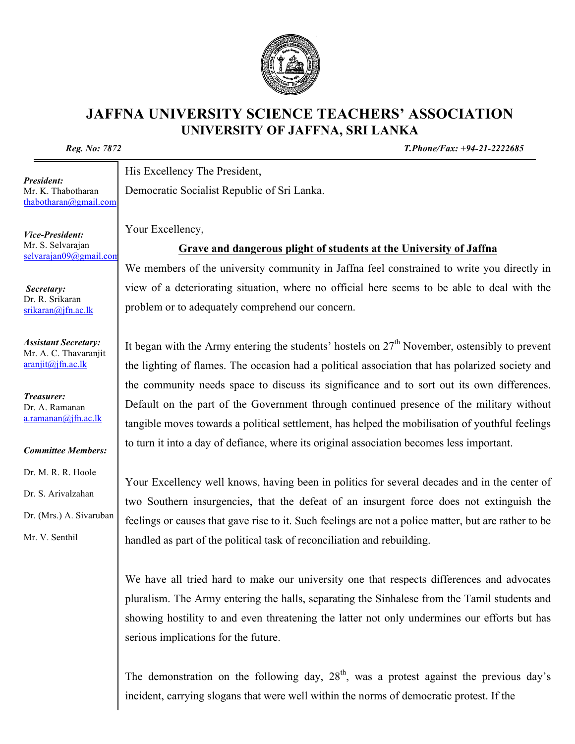# JAFFNA UNIVERSITY SCIENCE TEACHERS' ASSOCIATION

## UNIVERSITY OF JAFFNA, SRI LANKA

***Reg. No: 7872*** ***T.Phone/Fax: +94-21-2222685***

***President:***
Mr. K. Thabotharan
thabotharan@gmail.com

***Vice-President:***
Mr. S. Selvarajan
selvarajan09@gmail.com

***Secretary:***
Dr. R. Srikaran
srikaran@jfn.ac.lk

***Assistant Secretary:***
Mr. A. C. Thavaranjit
aranjit@jfn.ac.lk

***Treasurer:***
Dr. A. Ramanan
a.ramanan@jfn.ac.lk

***Committee Members:***

Dr. M. R. R. Hoole

Dr. S. Arivalzahan

Dr. (Mrs.) A. Sivaruban

Mr. V. Senthil

His Excellency The President,

Democratic Socialist Republic of Sri Lanka.

Your Excellency,

**<u>Grave and dangerous plight of students at the University of Jaffna</u>**

We members of the university community in Jaffna feel constrained to write you directly in view of a deteriorating situation, where no official here seems to be able to deal with the problem or to adequately comprehend our concern.

It began with the Army entering the students' hostels on 27th November, ostensibly to prevent the lighting of flames. The occasion had a political association that has polarized society and the community needs space to discuss its significance and to sort out its own differences. Default on the part of the Government through continued presence of the military without tangible moves towards a political settlement, has helped the mobilisation of youthful feelings to turn it into a day of defiance, where its original association becomes less important.

Your Excellency well knows, having been in politics for several decades and in the center of two Southern insurgencies, that the defeat of an insurgent force does not extinguish the feelings or causes that gave rise to it. Such feelings are not a police matter, but are rather to be handled as part of the political task of reconciliation and rebuilding.

We have all tried hard to make our university one that respects differences and advocates pluralism. The Army entering the halls, separating the Sinhalese from the Tamil students and showing hostility to and even threatening the latter not only undermines our efforts but has serious implications for the future.

The demonstration on the following day, 28th, was a protest against the previous day's incident, carrying slogans that were well within the norms of democratic protest. If the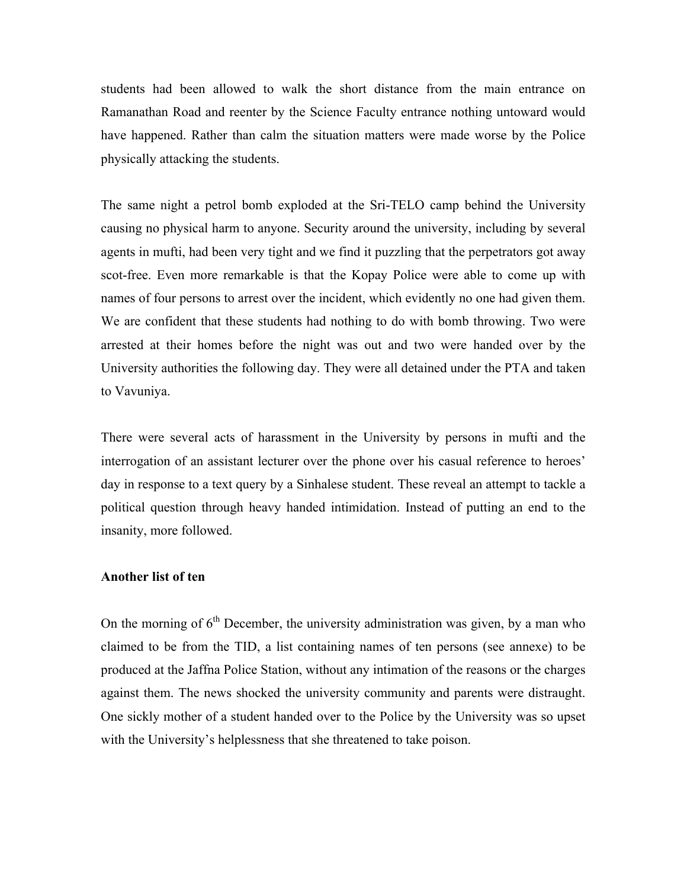students had been allowed to walk the short distance from the main entrance on Ramanathan Road and reenter by the Science Faculty entrance nothing untoward would have happened. Rather than calm the situation matters were made worse by the Police physically attacking the students.

The same night a petrol bomb exploded at the Sri-TELO camp behind the University causing no physical harm to anyone. Security around the university, including by several agents in mufti, had been very tight and we find it puzzling that the perpetrators got away scot-free. Even more remarkable is that the Kopay Police were able to come up with names of four persons to arrest over the incident, which evidently no one had given them. We are confident that these students had nothing to do with bomb throwing. Two were arrested at their homes before the night was out and two were handed over by the University authorities the following day. They were all detained under the PTA and taken to Vavuniya.

There were several acts of harassment in the University by persons in mufti and the interrogation of an assistant lecturer over the phone over his casual reference to heroes' day in response to a text query by a Sinhalese student. These reveal an attempt to tackle a political question through heavy handed intimidation. Instead of putting an end to the insanity, more followed.

**Another list of ten**

On the morning of 6th December, the university administration was given, by a man who claimed to be from the TID, a list containing names of ten persons (see annexe) to be produced at the Jaffna Police Station, without any intimation of the reasons or the charges against them. The news shocked the university community and parents were distraught. One sickly mother of a student handed over to the Police by the University was so upset with the University's helplessness that she threatened to take poison.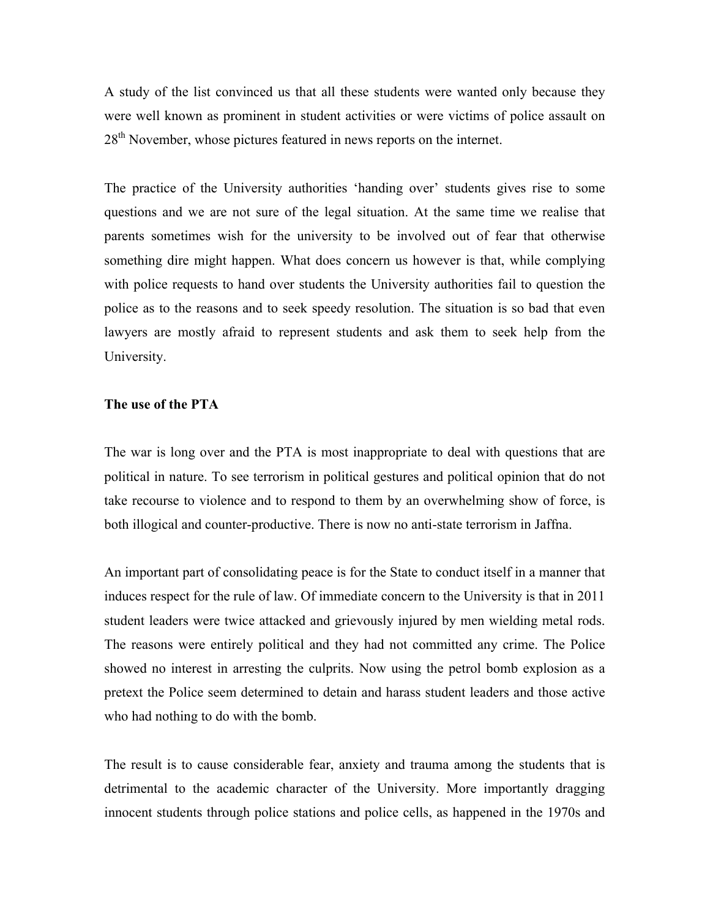A study of the list convinced us that all these students were wanted only because they were well known as prominent in student activities or were victims of police assault on 28th November, whose pictures featured in news reports on the internet.

The practice of the University authorities 'handing over' students gives rise to some questions and we are not sure of the legal situation. At the same time we realise that parents sometimes wish for the university to be involved out of fear that otherwise something dire might happen. What does concern us however is that, while complying with police requests to hand over students the University authorities fail to question the police as to the reasons and to seek speedy resolution. The situation is so bad that even lawyers are mostly afraid to represent students and ask them to seek help from the University.

**The use of the PTA**

The war is long over and the PTA is most inappropriate to deal with questions that are political in nature. To see terrorism in political gestures and political opinion that do not take recourse to violence and to respond to them by an overwhelming show of force, is both illogical and counter-productive. There is now no anti-state terrorism in Jaffna.

An important part of consolidating peace is for the State to conduct itself in a manner that induces respect for the rule of law. Of immediate concern to the University is that in 2011 student leaders were twice attacked and grievously injured by men wielding metal rods. The reasons were entirely political and they had not committed any crime. The Police showed no interest in arresting the culprits. Now using the petrol bomb explosion as a pretext the Police seem determined to detain and harass student leaders and those active who had nothing to do with the bomb.

The result is to cause considerable fear, anxiety and trauma among the students that is detrimental to the academic character of the University. More importantly dragging innocent students through police stations and police cells, as happened in the 1970s and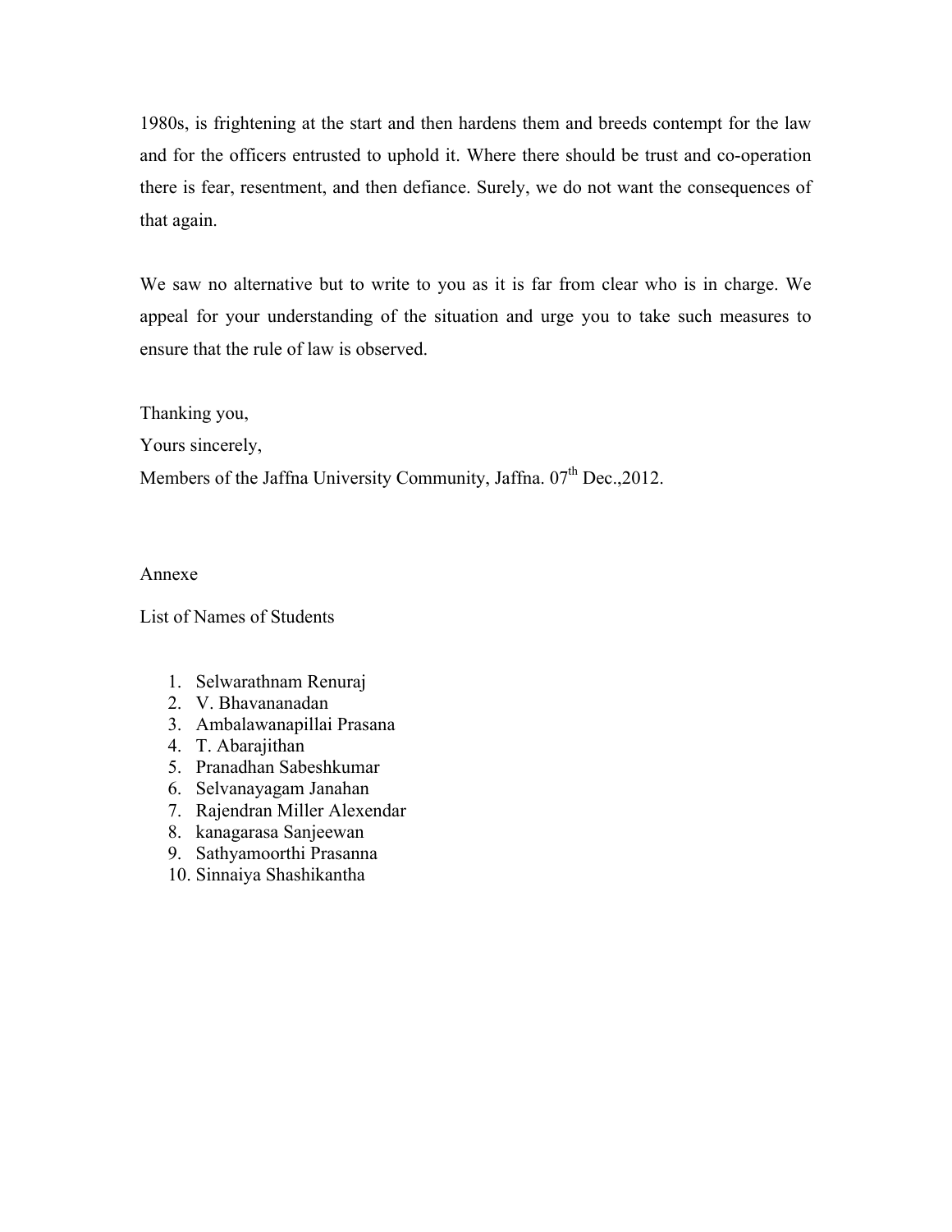1980s, is frightening at the start and then hardens them and breeds contempt for the law and for the officers entrusted to uphold it. Where there should be trust and co-operation there is fear, resentment, and then defiance. Surely, we do not want the consequences of that again.

We saw no alternative but to write to you as it is far from clear who is in charge. We appeal for your understanding of the situation and urge you to take such measures to ensure that the rule of law is observed.

Thanking you,

Yours sincerely,

Members of the Jaffna University Community, Jaffna. 07th Dec.,2012.

Annexe

List of Names of Students

1. Selwarathnam Renuraj
2. V. Bhavananadan
3. Ambalawanapillai Prasana
4. T. Abarajithan
5. Pranadhan Sabeshkumar
6. Selvanayagam Janahan
7. Rajendran Miller Alexendar
8. kanagarasa Sanjeewan
9. Sathyamoorthi Prasanna
10. Sinnaiya Shashikantha